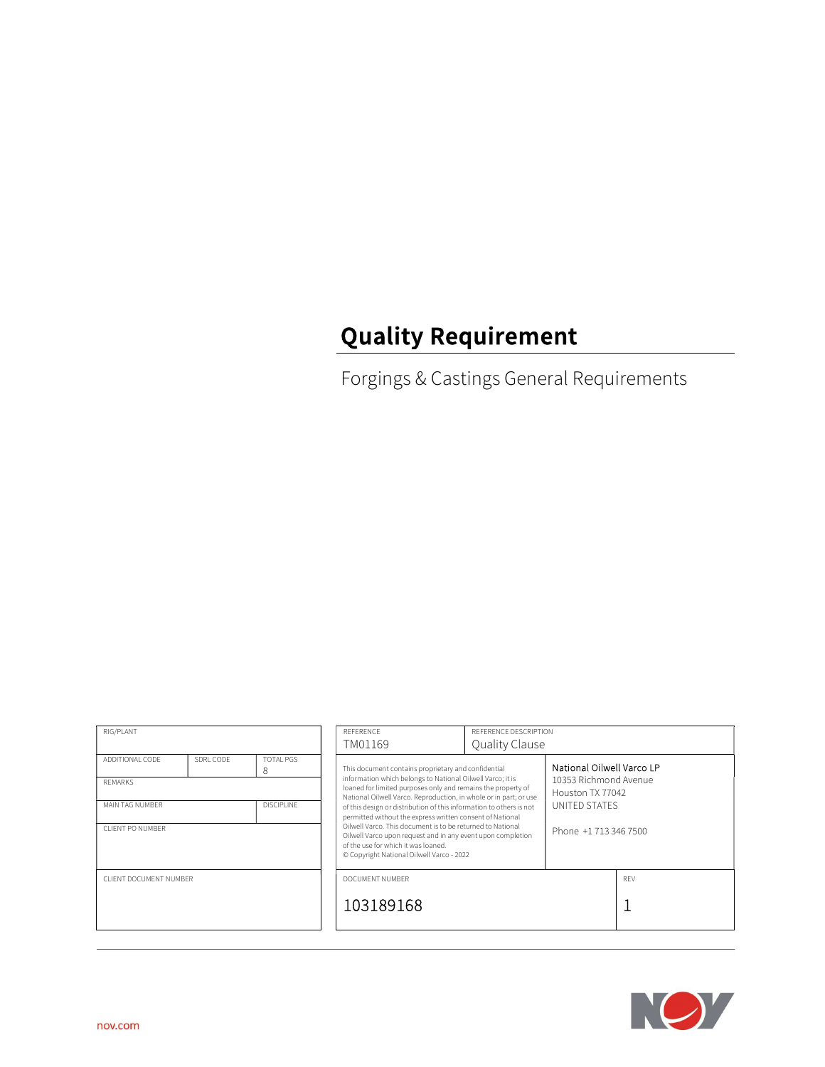# Quality Requirement

Forgings & Castings General Requirements

| | | |
|---|---|---|
| RIG/PLANT | | |
| ADDITIONAL CODE | SDRL CODE | TOTAL PGS 8 |
| REMARKS | | |
| MAIN TAG NUMBER | | DISCIPLINE |
| CLIENT PO NUMBER | | |
| CLIENT DOCUMENT NUMBER | | |

| | | |
|---|---|---|
| REFERENCE TM01169 | REFERENCE DESCRIPTION Quality Clause | |
| This document contains proprietary and confidential information which belongs to National Oilwell Varco; it is loaned for limited purposes only and remains the property of National Oilwell Varco. Reproduction, in whole or in part; or use of this design or distribution of this information to others is not permitted without the express written consent of National Oilwell Varco. This document is to be returned to National Oilwell Varco upon request and in any event upon completion of the use for which it was loaned. © Copyright National Oilwell Varco - 2022 | National Oilwell Varco LP 10353 Richmond Avenue Houston TX 77042 UNITED STATES Phone +1 713 346 7500 | |
| DOCUMENT NUMBER 103189168 | | REV 1 |

nov.com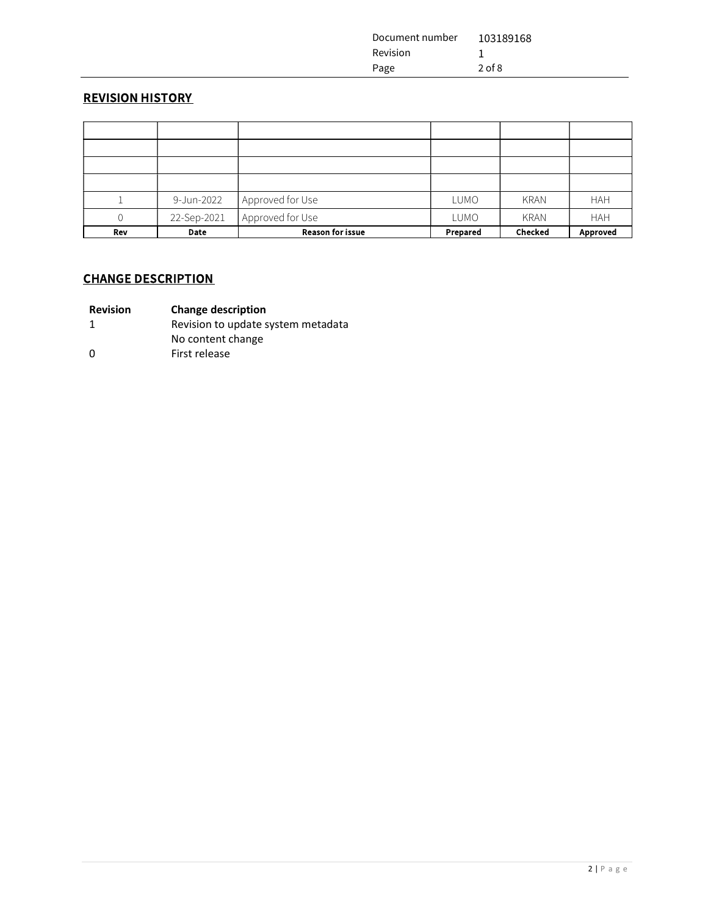## REVISION HISTORY

| Rev | Date | Reason for issue | Prepared | Checked | Approved |
|---|---|---|---|---|---|
| | | | | | |
| | | | | | |
| | | | | | |
| | | | | | |
| 1 | 9-Jun-2022 | Approved for Use | LUMO | KRAN | HAH |
| 0 | 22-Sep-2021 | Approved for Use | LUMO | KRAN | HAH |

## CHANGE DESCRIPTION

| Revision | Change description |
|---|---|
| 1 | Revision to update system metadata<br>No content change |
| 0 | First release |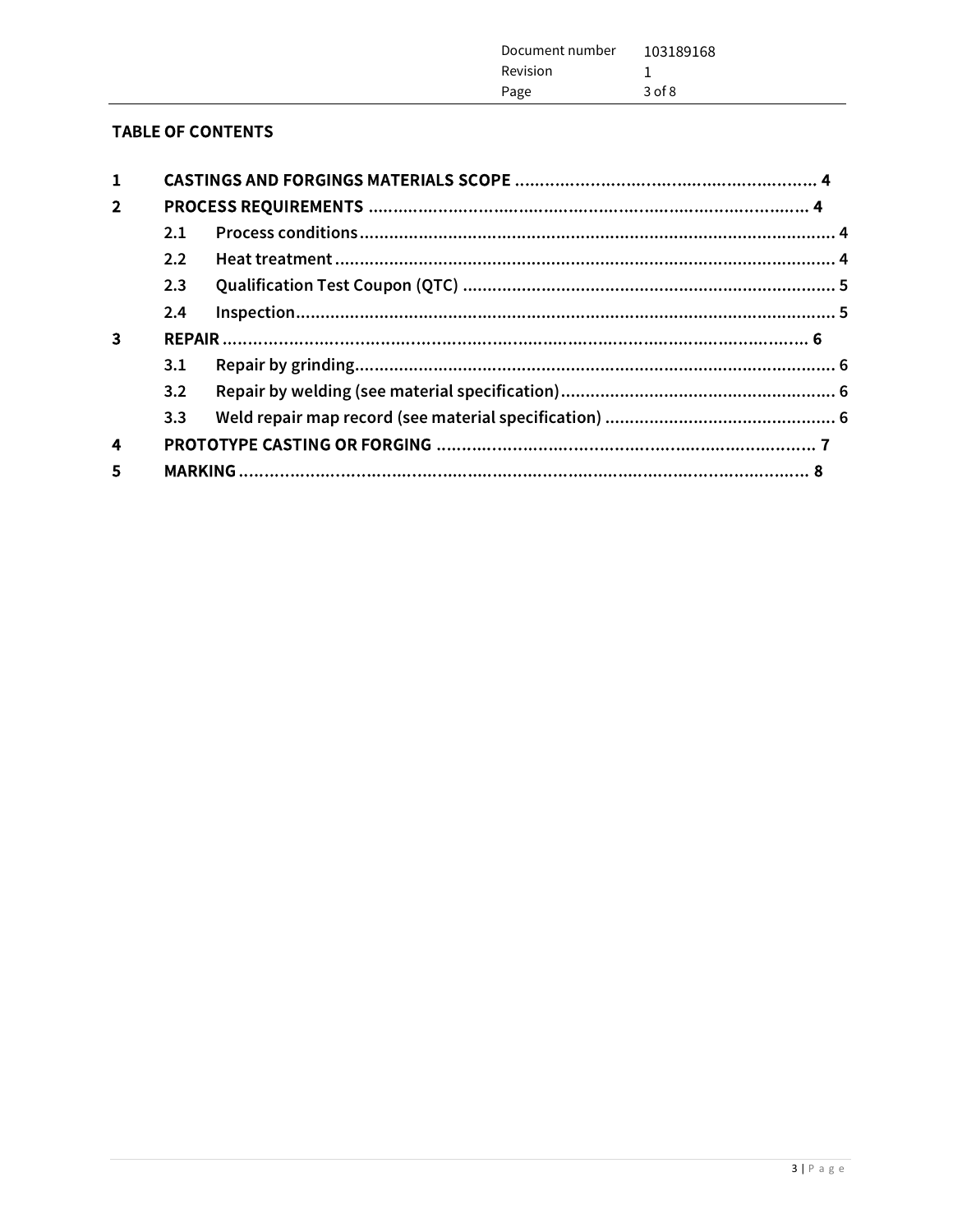## TABLE OF CONTENTS

| | | | |
|---|---|---|---|
| **1** | **CASTINGS AND FORGINGS MATERIALS SCOPE** | | **4** |
| **2** | **PROCESS REQUIREMENTS** | | **4** |
| | **2.1** | **Process conditions** | **4** |
| | **2.2** | **Heat treatment** | **4** |
| | **2.3** | **Qualification Test Coupon (QTC)** | **5** |
| | **2.4** | **Inspection** | **5** |
| **3** | **REPAIR** | | **6** |
| | **3.1** | **Repair by grinding** | **6** |
| | **3.2** | **Repair by welding (see material specification)** | **6** |
| | **3.3** | **Weld repair map record (see material specification)** | **6** |
| **4** | **PROTOTYPE CASTING OR FORGING** | | **7** |
| **5** | **MARKING** | | **8** |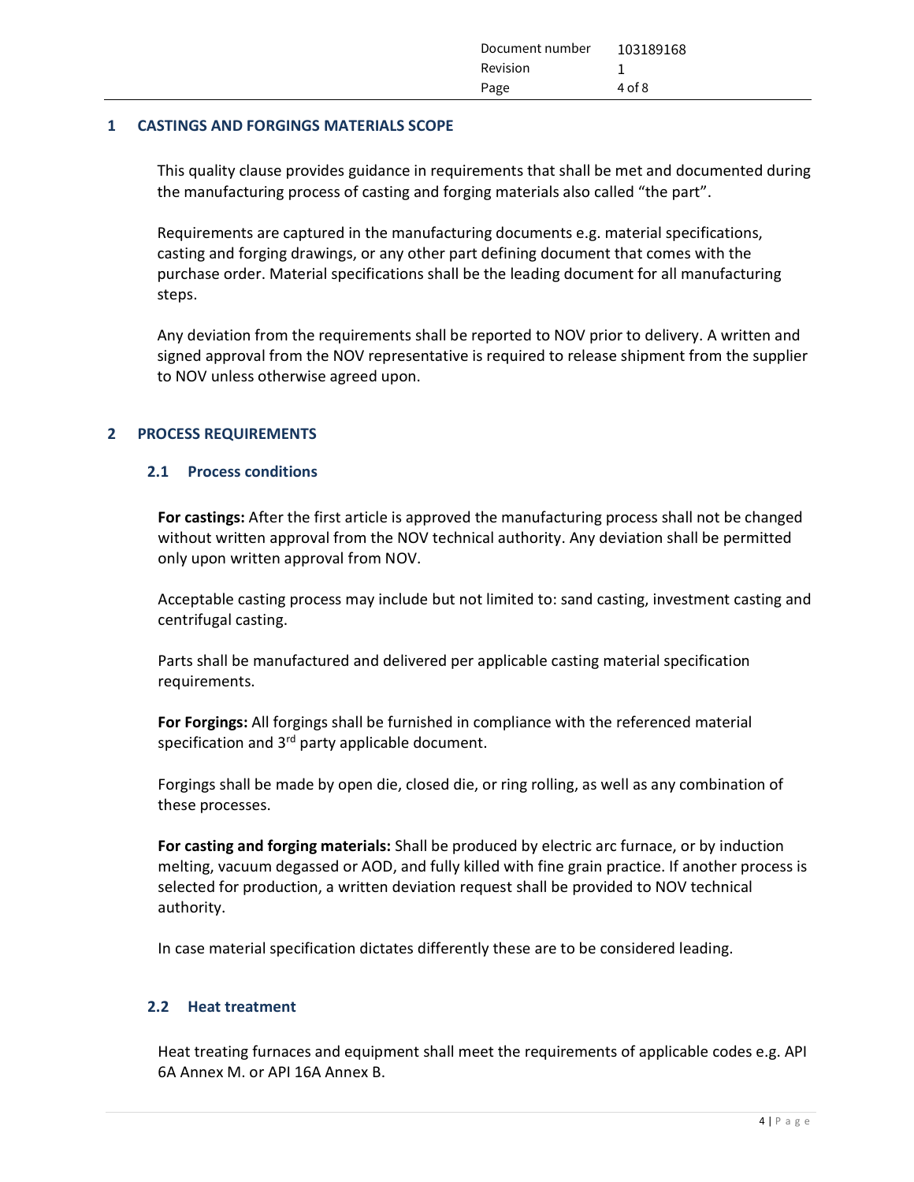# 1 CASTINGS AND FORGINGS MATERIALS SCOPE

This quality clause provides guidance in requirements that shall be met and documented during the manufacturing process of casting and forging materials also called "the part".

Requirements are captured in the manufacturing documents e.g. material specifications, casting and forging drawings, or any other part defining document that comes with the purchase order. Material specifications shall be the leading document for all manufacturing steps.

Any deviation from the requirements shall be reported to NOV prior to delivery. A written and signed approval from the NOV representative is required to release shipment from the supplier to NOV unless otherwise agreed upon.

# 2 PROCESS REQUIREMENTS

## 2.1 Process conditions

**For castings:** After the first article is approved the manufacturing process shall not be changed without written approval from the NOV technical authority. Any deviation shall be permitted only upon written approval from NOV.

Acceptable casting process may include but not limited to: sand casting, investment casting and centrifugal casting.

Parts shall be manufactured and delivered per applicable casting material specification requirements.

**For Forgings:** All forgings shall be furnished in compliance with the referenced material specification and 3rd party applicable document.

Forgings shall be made by open die, closed die, or ring rolling, as well as any combination of these processes.

**For casting and forging materials:** Shall be produced by electric arc furnace, or by induction melting, vacuum degassed or AOD, and fully killed with fine grain practice. If another process is selected for production, a written deviation request shall be provided to NOV technical authority.

In case material specification dictates differently these are to be considered leading.

## 2.2 Heat treatment

Heat treating furnaces and equipment shall meet the requirements of applicable codes e.g. API 6A Annex M. or API 16A Annex B.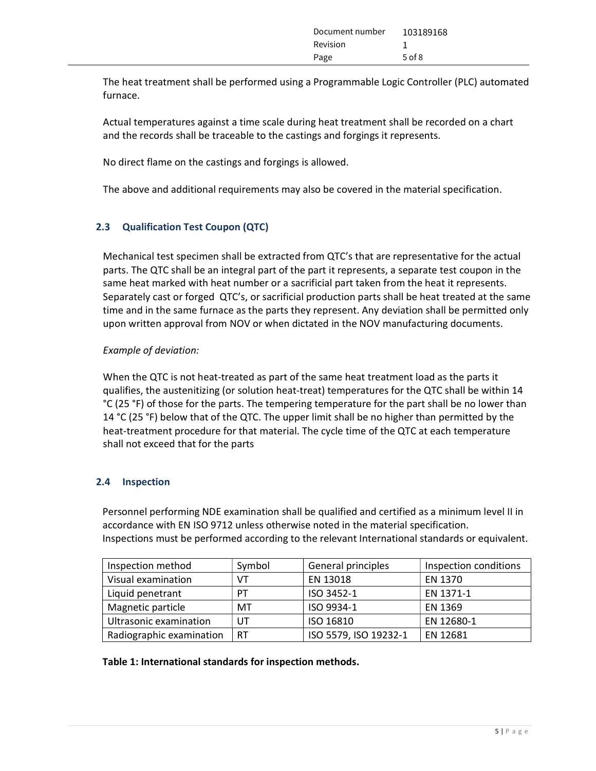The heat treatment shall be performed using a Programmable Logic Controller (PLC) automated furnace.

Actual temperatures against a time scale during heat treatment shall be recorded on a chart and the records shall be traceable to the castings and forgings it represents.

No direct flame on the castings and forgings is allowed.

The above and additional requirements may also be covered in the material specification.

## 2.3 Qualification Test Coupon (QTC)

Mechanical test specimen shall be extracted from QTC's that are representative for the actual parts. The QTC shall be an integral part of the part it represents, a separate test coupon in the same heat marked with heat number or a sacrificial part taken from the heat it represents. Separately cast or forged QTC's, or sacrificial production parts shall be heat treated at the same time and in the same furnace as the parts they represent. Any deviation shall be permitted only upon written approval from NOV or when dictated in the NOV manufacturing documents.

*Example of deviation:*

When the QTC is not heat-treated as part of the same heat treatment load as the parts it qualifies, the austenitizing (or solution heat-treat) temperatures for the QTC shall be within 14 °C (25 °F) of those for the parts. The tempering temperature for the part shall be no lower than 14 °C (25 °F) below that of the QTC. The upper limit shall be no higher than permitted by the heat-treatment procedure for that material. The cycle time of the QTC at each temperature shall not exceed that for the parts

## 2.4 Inspection

Personnel performing NDE examination shall be qualified and certified as a minimum level II in accordance with EN ISO 9712 unless otherwise noted in the material specification.
Inspections must be performed according to the relevant International standards or equivalent.

| Inspection method | Symbol | General principles | Inspection conditions |
|---|---|---|---|
| Visual examination | VT | EN 13018 | EN 1370 |
| Liquid penetrant | PT | ISO 3452-1 | EN 1371-1 |
| Magnetic particle | MT | ISO 9934-1 | EN 1369 |
| Ultrasonic examination | UT | ISO 16810 | EN 12680-1 |
| Radiographic examination | RT | ISO 5579, ISO 19232-1 | EN 12681 |

**Table 1: International standards for inspection methods.**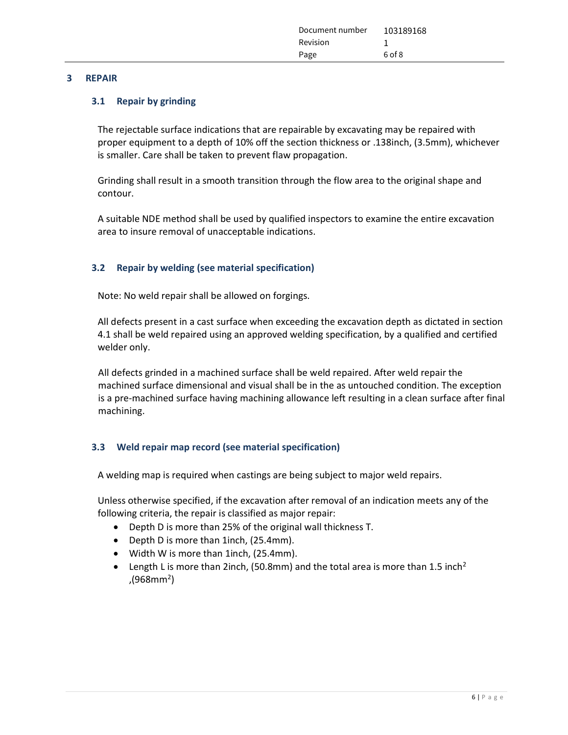# 3 REPAIR

## 3.1 Repair by grinding

The rejectable surface indications that are repairable by excavating may be repaired with proper equipment to a depth of 10% off the section thickness or .138inch, (3.5mm), whichever is smaller. Care shall be taken to prevent flaw propagation.

Grinding shall result in a smooth transition through the flow area to the original shape and contour.

A suitable NDE method shall be used by qualified inspectors to examine the entire excavation area to insure removal of unacceptable indications.

## 3.2 Repair by welding (see material specification)

Note: No weld repair shall be allowed on forgings.

All defects present in a cast surface when exceeding the excavation depth as dictated in section 4.1 shall be weld repaired using an approved welding specification, by a qualified and certified welder only.

All defects grinded in a machined surface shall be weld repaired. After weld repair the machined surface dimensional and visual shall be in the as untouched condition. The exception is a pre-machined surface having machining allowance left resulting in a clean surface after final machining.

## 3.3 Weld repair map record (see material specification)

A welding map is required when castings are being subject to major weld repairs.

Unless otherwise specified, if the excavation after removal of an indication meets any of the following criteria, the repair is classified as major repair:

- Depth D is more than 25% of the original wall thickness T.
- Depth D is more than 1inch, (25.4mm).
- Width W is more than 1inch, (25.4mm).
- Length L is more than 2inch, (50.8mm) and the total area is more than 1.5 inch$^2$ ,(968mm$^2$)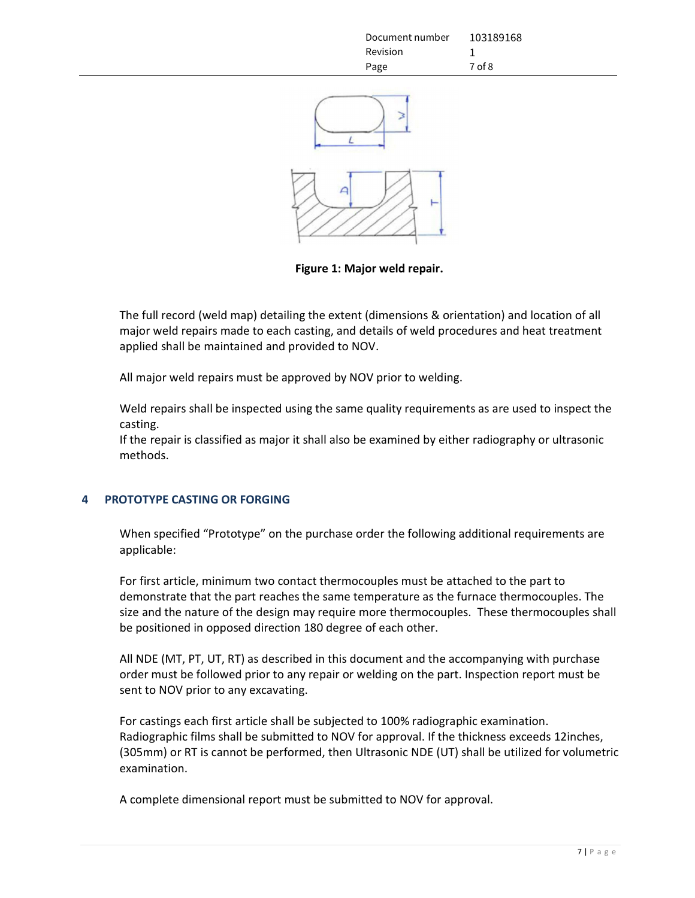Figure 1: Major weld repair.

The full record (weld map) detailing the extent (dimensions & orientation) and location of all major weld repairs made to each casting, and details of weld procedures and heat treatment applied shall be maintained and provided to NOV.

All major weld repairs must be approved by NOV prior to welding.

Weld repairs shall be inspected using the same quality requirements as are used to inspect the casting.
If the repair is classified as major it shall also be examined by either radiography or ultrasonic methods.

## 4 PROTOTYPE CASTING OR FORGING

When specified "Prototype" on the purchase order the following additional requirements are applicable:

For first article, minimum two contact thermocouples must be attached to the part to demonstrate that the part reaches the same temperature as the furnace thermocouples. The size and the nature of the design may require more thermocouples. These thermocouples shall be positioned in opposed direction 180 degree of each other.

All NDE (MT, PT, UT, RT) as described in this document and the accompanying with purchase order must be followed prior to any repair or welding on the part. Inspection report must be sent to NOV prior to any excavating.

For castings each first article shall be subjected to 100% radiographic examination. Radiographic films shall be submitted to NOV for approval. If the thickness exceeds 12inches, (305mm) or RT is cannot be performed, then Ultrasonic NDE (UT) shall be utilized for volumetric examination.

A complete dimensional report must be submitted to NOV for approval.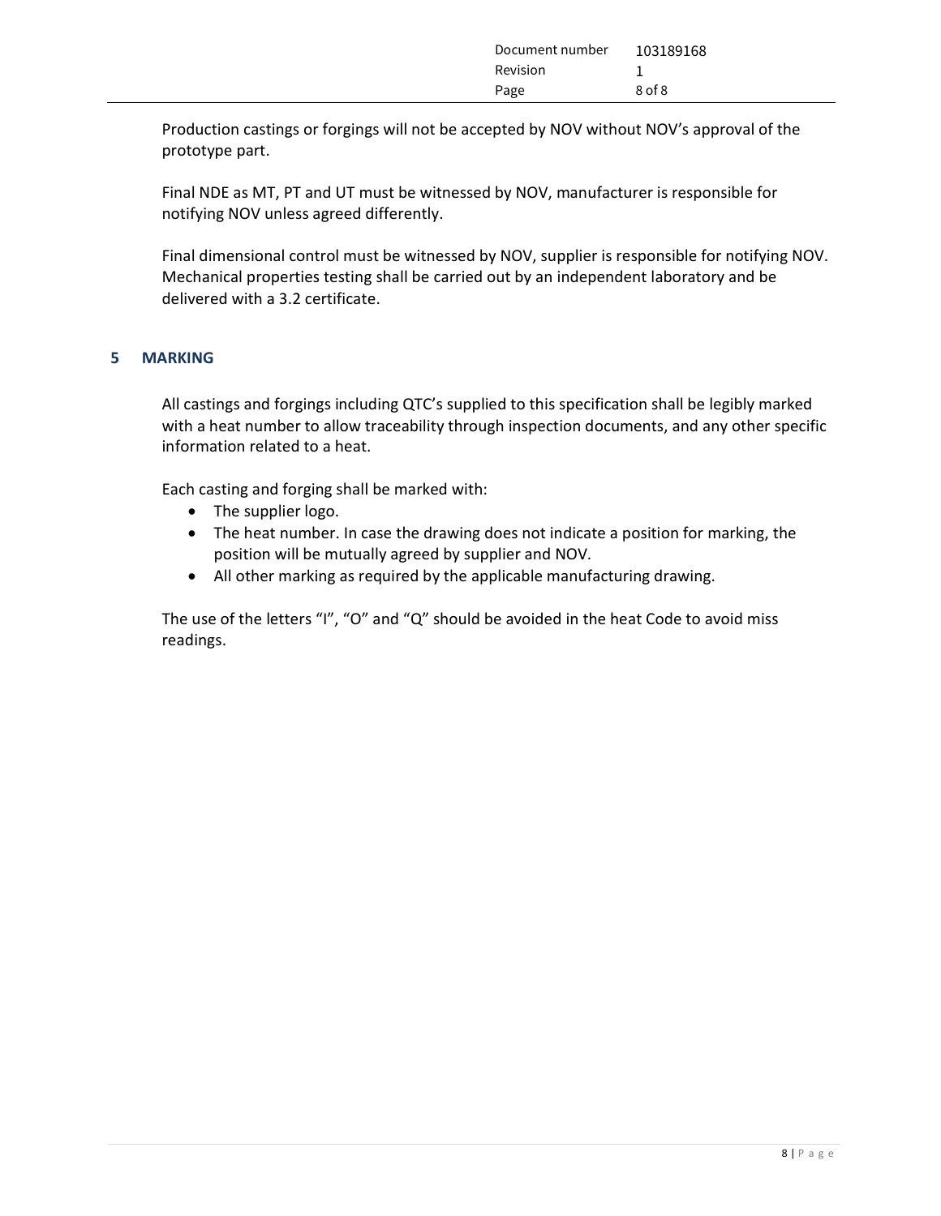Production castings or forgings will not be accepted by NOV without NOV's approval of the prototype part.

Final NDE as MT, PT and UT must be witnessed by NOV, manufacturer is responsible for notifying NOV unless agreed differently.

Final dimensional control must be witnessed by NOV, supplier is responsible for notifying NOV. Mechanical properties testing shall be carried out by an independent laboratory and be delivered with a 3.2 certificate.

## 5 MARKING

All castings and forgings including QTC's supplied to this specification shall be legibly marked with a heat number to allow traceability through inspection documents, and any other specific information related to a heat.

Each casting and forging shall be marked with:

- The supplier logo.
- The heat number. In case the drawing does not indicate a position for marking, the position will be mutually agreed by supplier and NOV.
- All other marking as required by the applicable manufacturing drawing.

The use of the letters "I", "O" and "Q" should be avoided in the heat Code to avoid miss readings.